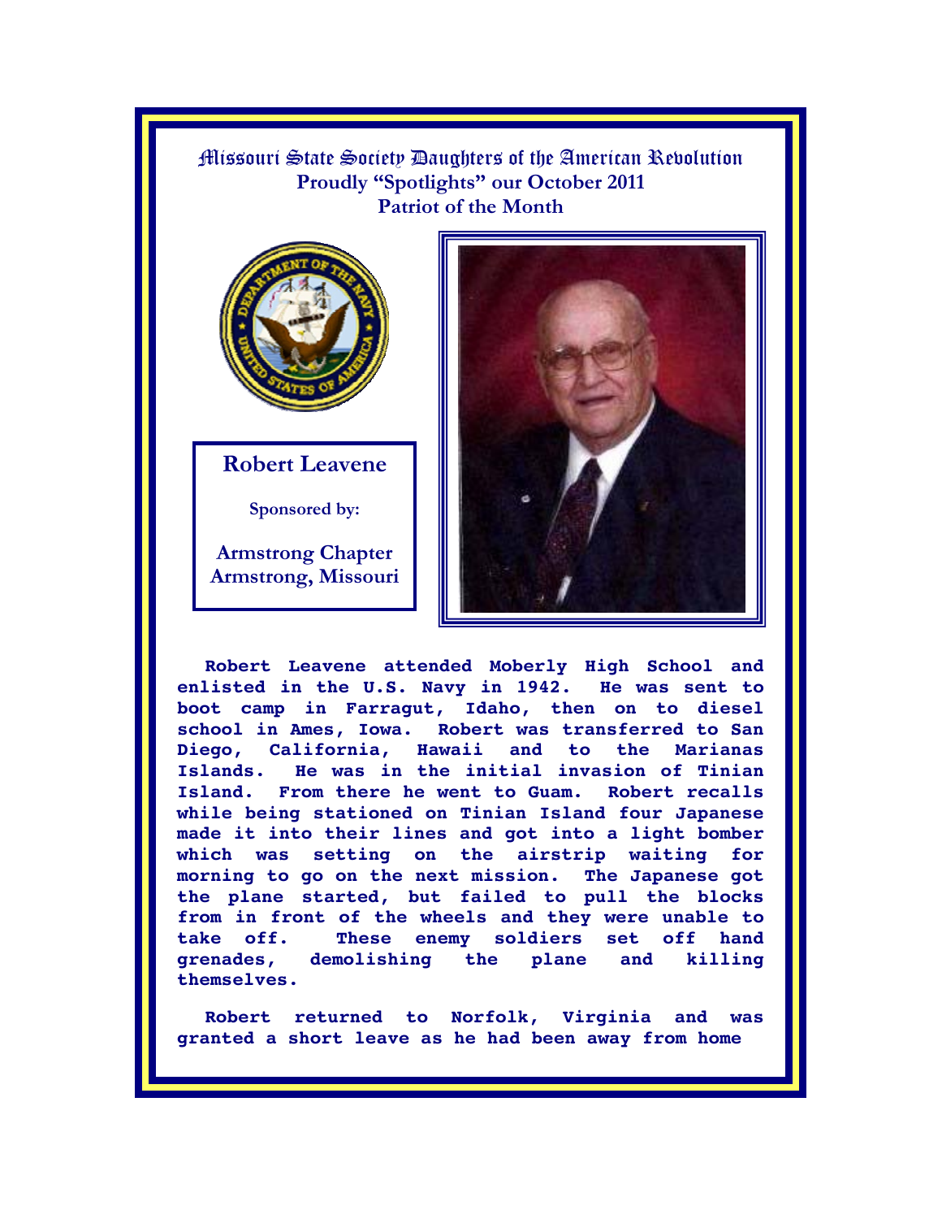# Missouri State Society Daughters of the American Revolution

**Proudly "Spotlights" our October 2011**

**Patriot of the Month**

## Robert Leavene

**Sponsored by:**

**Armstrong Chapter**
**Armstrong, Missouri**

**Robert Leavene attended Moberly High School and enlisted in the U.S. Navy in 1942. He was sent to boot camp in Farragut, Idaho, then on to diesel school in Ames, Iowa. Robert was transferred to San Diego, California, Hawaii and to the Marianas Islands. He was in the initial invasion of Tinian Island. From there he went to Guam. Robert recalls while being stationed on Tinian Island four Japanese made it into their lines and got into a light bomber which was setting on the airstrip waiting for morning to go on the next mission. The Japanese got the plane started, but failed to pull the blocks from in front of the wheels and they were unable to take off. These enemy soldiers set off hand grenades, demolishing the plane and killing themselves.**

**Robert returned to Norfolk, Virginia and was granted a short leave as he had been away from home**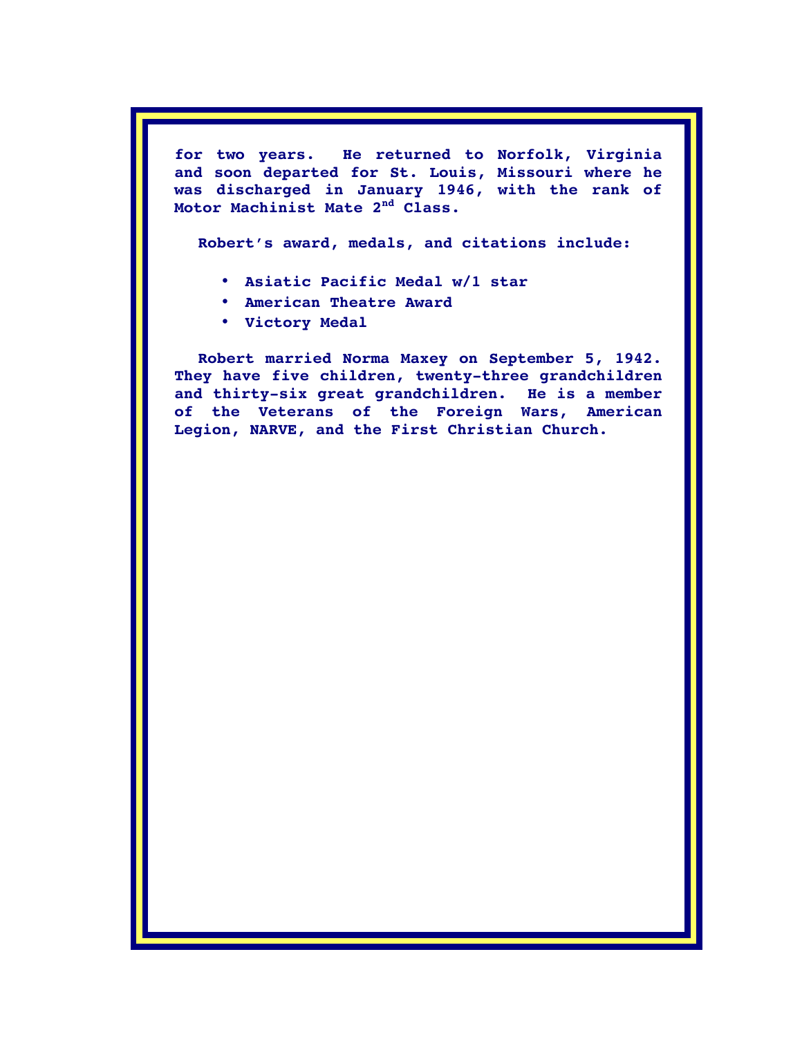for two years. He returned to Norfolk, Virginia and soon departed for St. Louis, Missouri where he was discharged in January 1946, with the rank of Motor Machinist Mate 2nd Class.

Robert's award, medals, and citations include:

- Asiatic Pacific Medal w/1 star
- American Theatre Award
- Victory Medal

Robert married Norma Maxey on September 5, 1942. They have five children, twenty-three grandchildren and thirty-six great grandchildren. He is a member of the Veterans of the Foreign Wars, American Legion, NARVE, and the First Christian Church.